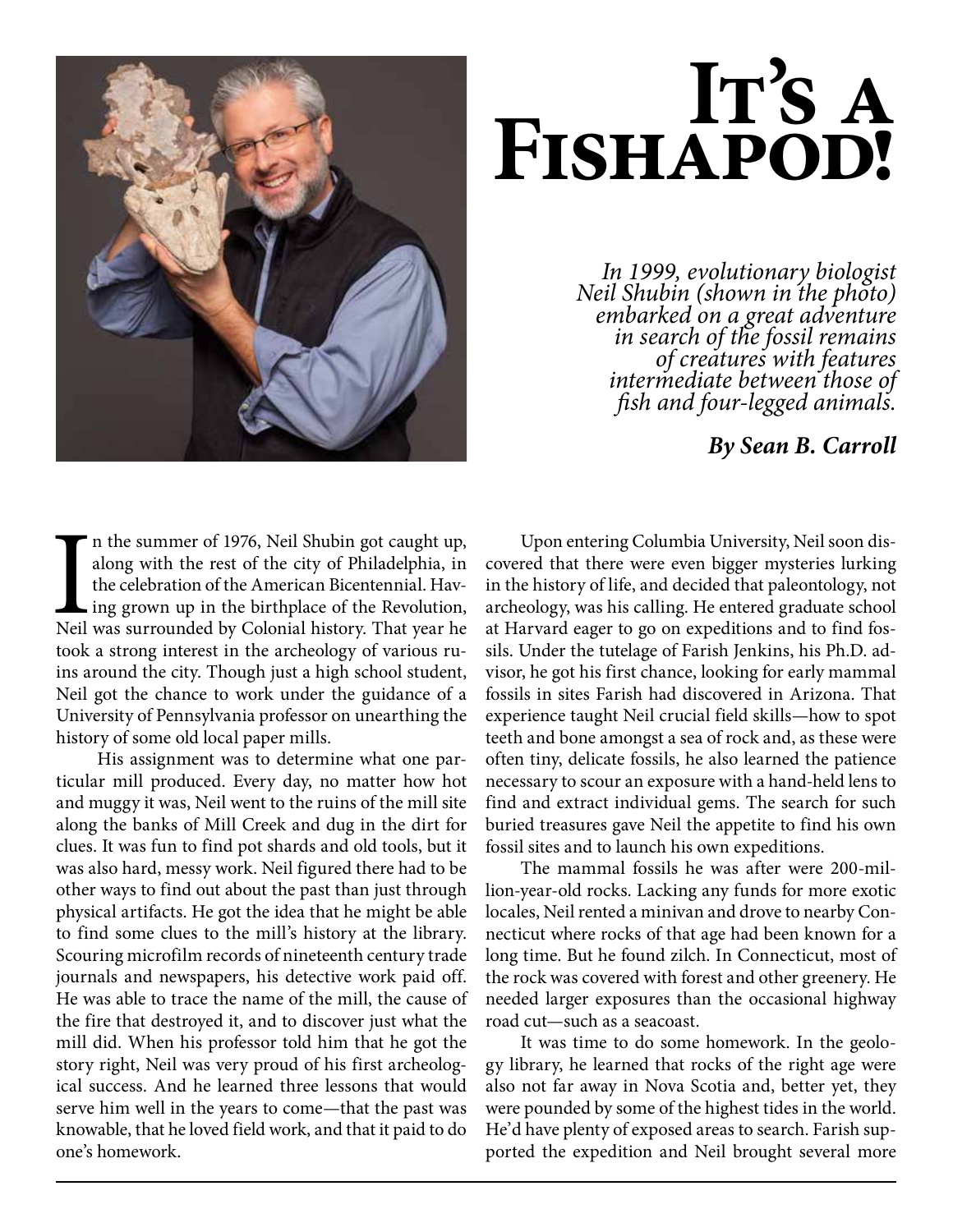# It's a Fishapod!

*In 1999, evolutionary biologist Neil Shubin (shown in the photo) embarked on a great adventure in search of the fossil remains of creatures with features intermediate between those of fish and four-legged animals.*

***By Sean B. Carroll***

In the summer of 1976, Neil Shubin got caught up, along with the rest of the city of Philadelphia, in the celebration of the American Bicentennial. Having grown up in the birthplace of the Revolution, Neil was surrounded by Colonial history. That year he took a strong interest in the archeology of various ruins around the city. Though just a high school student, Neil got the chance to work under the guidance of a University of Pennsylvania professor on unearthing the history of some old local paper mills.

His assignment was to determine what one particular mill produced. Every day, no matter how hot and muggy it was, Neil went to the ruins of the mill site along the banks of Mill Creek and dug in the dirt for clues. It was fun to find pot shards and old tools, but it was also hard, messy work. Neil figured there had to be other ways to find out about the past than just through physical artifacts. He got the idea that he might be able to find some clues to the mill's history at the library. Scouring microfilm records of nineteenth century trade journals and newspapers, his detective work paid off. He was able to trace the name of the mill, the cause of the fire that destroyed it, and to discover just what the mill did. When his professor told him that he got the story right, Neil was very proud of his first archeological success. And he learned three lessons that would serve him well in the years to come—that the past was knowable, that he loved field work, and that it paid to do one's homework.

Upon entering Columbia University, Neil soon discovered that there were even bigger mysteries lurking in the history of life, and decided that paleontology, not archeology, was his calling. He entered graduate school at Harvard eager to go on expeditions and to find fossils. Under the tutelage of Farish Jenkins, his Ph.D. advisor, he got his first chance, looking for early mammal fossils in sites Farish had discovered in Arizona. That experience taught Neil crucial field skills—how to spot teeth and bone amongst a sea of rock and, as these were often tiny, delicate fossils, he also learned the patience necessary to scour an exposure with a hand-held lens to find and extract individual gems. The search for such buried treasures gave Neil the appetite to find his own fossil sites and to launch his own expeditions.

The mammal fossils he was after were 200-million-year-old rocks. Lacking any funds for more exotic locales, Neil rented a minivan and drove to nearby Connecticut where rocks of that age had been known for a long time. But he found zilch. In Connecticut, most of the rock was covered with forest and other greenery. He needed larger exposures than the occasional highway road cut—such as a seacoast.

It was time to do some homework. In the geology library, he learned that rocks of the right age were also not far away in Nova Scotia and, better yet, they were pounded by some of the highest tides in the world. He'd have plenty of exposed areas to search. Farish supported the expedition and Neil brought several more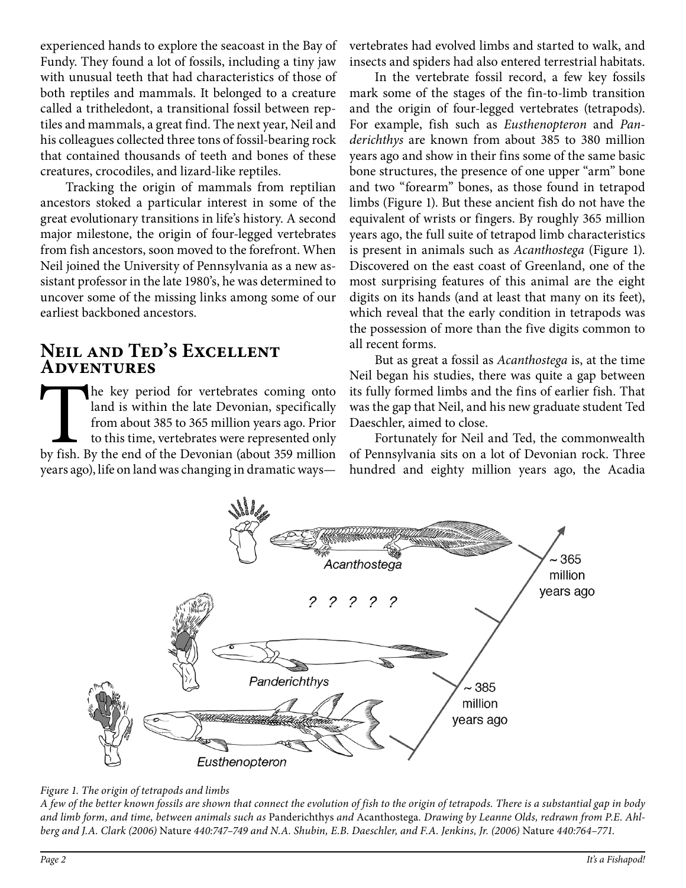experienced hands to explore the seacoast in the Bay of Fundy. They found a lot of fossils, including a tiny jaw with unusual teeth that had characteristics of those of both reptiles and mammals. It belonged to a creature called a tritheledont, a transitional fossil between reptiles and mammals, a great find. The next year, Neil and his colleagues collected three tons of fossil-bearing rock that contained thousands of teeth and bones of these creatures, crocodiles, and lizard-like reptiles.

Tracking the origin of mammals from reptilian ancestors stoked a particular interest in some of the great evolutionary transitions in life's history. A second major milestone, the origin of four-legged vertebrates from fish ancestors, soon moved to the forefront. When Neil joined the University of Pennsylvania as a new assistant professor in the late 1980's, he was determined to uncover some of the missing links among some of our earliest backboned ancestors.

## Neil and Ted's Excellent Adventures

The key period for vertebrates coming onto land is within the late Devonian, specifically from about 385 to 365 million years ago. Prior to this time, vertebrates were represented only by fish. By the end of the Devonian (about 359 million years ago), life on land was changing in dramatic ways—vertebrates had evolved limbs and started to walk, and insects and spiders had also entered terrestrial habitats.

In the vertebrate fossil record, a few key fossils mark some of the stages of the fin-to-limb transition and the origin of four-legged vertebrates (tetrapods). For example, fish such as *Eusthenopteron* and *Panderichthys* are known from about 385 to 380 million years ago and show in their fins some of the same basic bone structures, the presence of one upper "arm" bone and two "forearm" bones, as those found in tetrapod limbs (Figure 1). But these ancient fish do not have the equivalent of wrists or fingers. By roughly 365 million years ago, the full suite of tetrapod limb characteristics is present in animals such as *Acanthostega* (Figure 1). Discovered on the east coast of Greenland, one of the most surprising features of this animal are the eight digits on its hands (and at least that many on its feet), which reveal that the early condition in tetrapods was the possession of more than the five digits common to all recent forms.

But as great a fossil as *Acanthostega* is, at the time Neil began his studies, there was quite a gap between its fully formed limbs and the fins of earlier fish. That was the gap that Neil, and his new graduate student Ted Daeschler, aimed to close.

Fortunately for Neil and Ted, the commonwealth of Pennsylvania sits on a lot of Devonian rock. Three hundred and eighty million years ago, the Acadia

*Figure 1. The origin of tetrapods and limbs*

*A few of the better known fossils are shown that connect the evolution of fish to the origin of tetrapods. There is a substantial gap in body and limb form, and time, between animals such as* Panderichthys *and* Acanthostega. *Drawing by Leanne Olds, redrawn from P.E. Ahlberg and J.A. Clark (2006)* Nature *440:747–749 and N.A. Shubin, E.B. Daeschler, and F.A. Jenkins, Jr. (2006)* Nature *440:764–771.*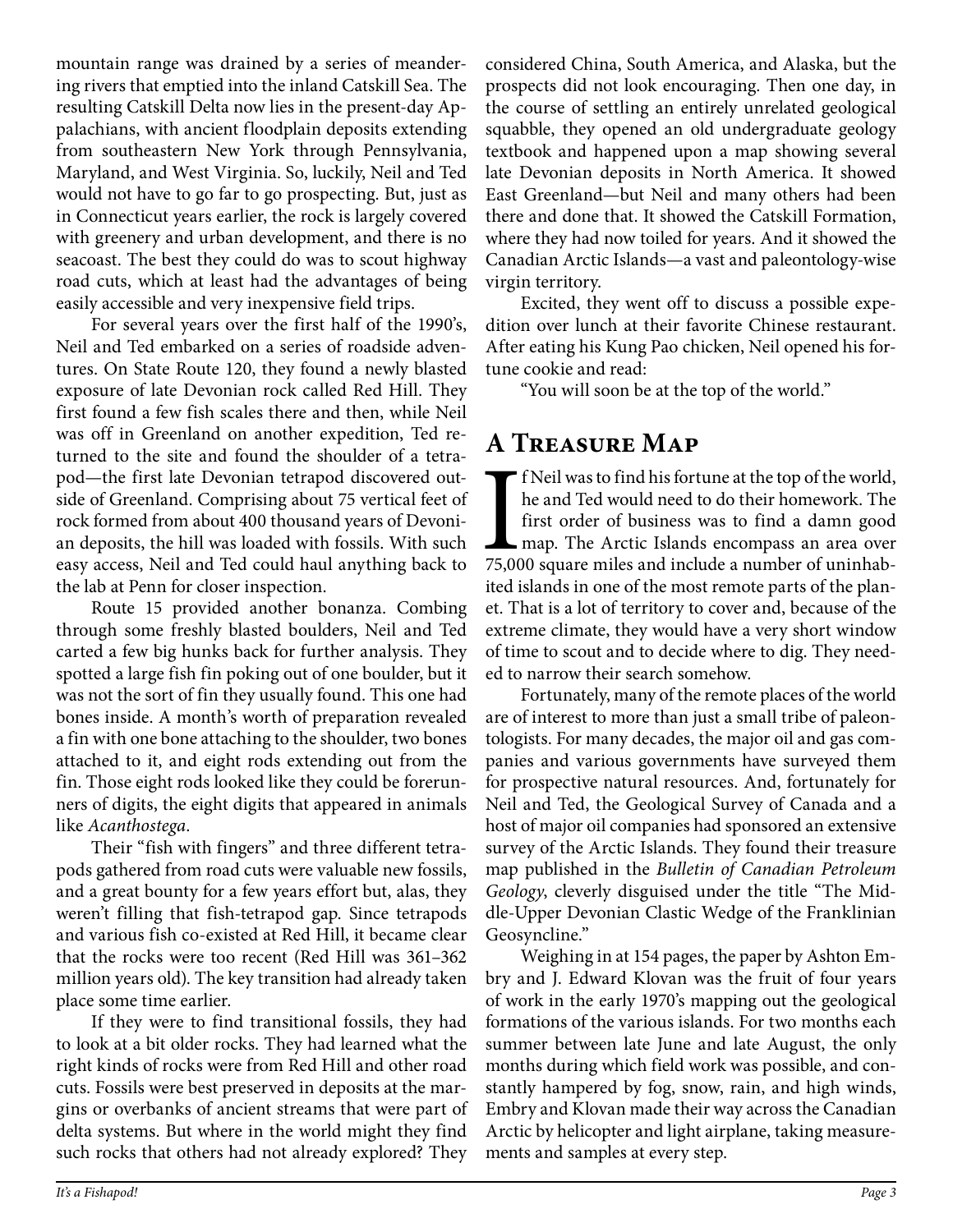mountain range was drained by a series of meandering rivers that emptied into the inland Catskill Sea. The resulting Catskill Delta now lies in the present-day Appalachians, with ancient floodplain deposits extending from southeastern New York through Pennsylvania, Maryland, and West Virginia. So, luckily, Neil and Ted would not have to go far to go prospecting. But, just as in Connecticut years earlier, the rock is largely covered with greenery and urban development, and there is no seacoast. The best they could do was to scout highway road cuts, which at least had the advantages of being easily accessible and very inexpensive field trips.

For several years over the first half of the 1990's, Neil and Ted embarked on a series of roadside adventures. On State Route 120, they found a newly blasted exposure of late Devonian rock called Red Hill. They first found a few fish scales there and then, while Neil was off in Greenland on another expedition, Ted returned to the site and found the shoulder of a tetrapod—the first late Devonian tetrapod discovered outside of Greenland. Comprising about 75 vertical feet of rock formed from about 400 thousand years of Devonian deposits, the hill was loaded with fossils. With such easy access, Neil and Ted could haul anything back to the lab at Penn for closer inspection.

Route 15 provided another bonanza. Combing through some freshly blasted boulders, Neil and Ted carted a few big hunks back for further analysis. They spotted a large fish fin poking out of one boulder, but it was not the sort of fin they usually found. This one had bones inside. A month's worth of preparation revealed a fin with one bone attaching to the shoulder, two bones attached to it, and eight rods extending out from the fin. Those eight rods looked like they could be forerunners of digits, the eight digits that appeared in animals like *Acanthostega*.

Their "fish with fingers" and three different tetrapods gathered from road cuts were valuable new fossils, and a great bounty for a few years effort but, alas, they weren't filling that fish-tetrapod gap. Since tetrapods and various fish co-existed at Red Hill, it became clear that the rocks were too recent (Red Hill was 361–362 million years old). The key transition had already taken place some time earlier.

If they were to find transitional fossils, they had to look at a bit older rocks. They had learned what the right kinds of rocks were from Red Hill and other road cuts. Fossils were best preserved in deposits at the margins or overbanks of ancient streams that were part of delta systems. But where in the world might they find such rocks that others had not already explored? They considered China, South America, and Alaska, but the prospects did not look encouraging. Then one day, in the course of settling an entirely unrelated geological squabble, they opened an old undergraduate geology textbook and happened upon a map showing several late Devonian deposits in North America. It showed East Greenland—but Neil and many others had been there and done that. It showed the Catskill Formation, where they had now toiled for years. And it showed the Canadian Arctic Islands—a vast and paleontology-wise virgin territory.

Excited, they went off to discuss a possible expedition over lunch at their favorite Chinese restaurant. After eating his Kung Pao chicken, Neil opened his fortune cookie and read:

"You will soon be at the top of the world."

## A Treasure Map

If Neil was to find his fortune at the top of the world, he and Ted would need to do their homework. The first order of business was to find a damn good map. The Arctic Islands encompass an area over 75,000 square miles and include a number of uninhabited islands in one of the most remote parts of the planet. That is a lot of territory to cover and, because of the extreme climate, they would have a very short window of time to scout and to decide where to dig. They needed to narrow their search somehow.

Fortunately, many of the remote places of the world are of interest to more than just a small tribe of paleontologists. For many decades, the major oil and gas companies and various governments have surveyed them for prospective natural resources. And, fortunately for Neil and Ted, the Geological Survey of Canada and a host of major oil companies had sponsored an extensive survey of the Arctic Islands. They found their treasure map published in the *Bulletin of Canadian Petroleum Geology*, cleverly disguised under the title "The Middle-Upper Devonian Clastic Wedge of the Franklinian Geosyncline."

Weighing in at 154 pages, the paper by Ashton Embry and J. Edward Klovan was the fruit of four years of work in the early 1970's mapping out the geological formations of the various islands. For two months each summer between late June and late August, the only months during which field work was possible, and constantly hampered by fog, snow, rain, and high winds, Embry and Klovan made their way across the Canadian Arctic by helicopter and light airplane, taking measurements and samples at every step.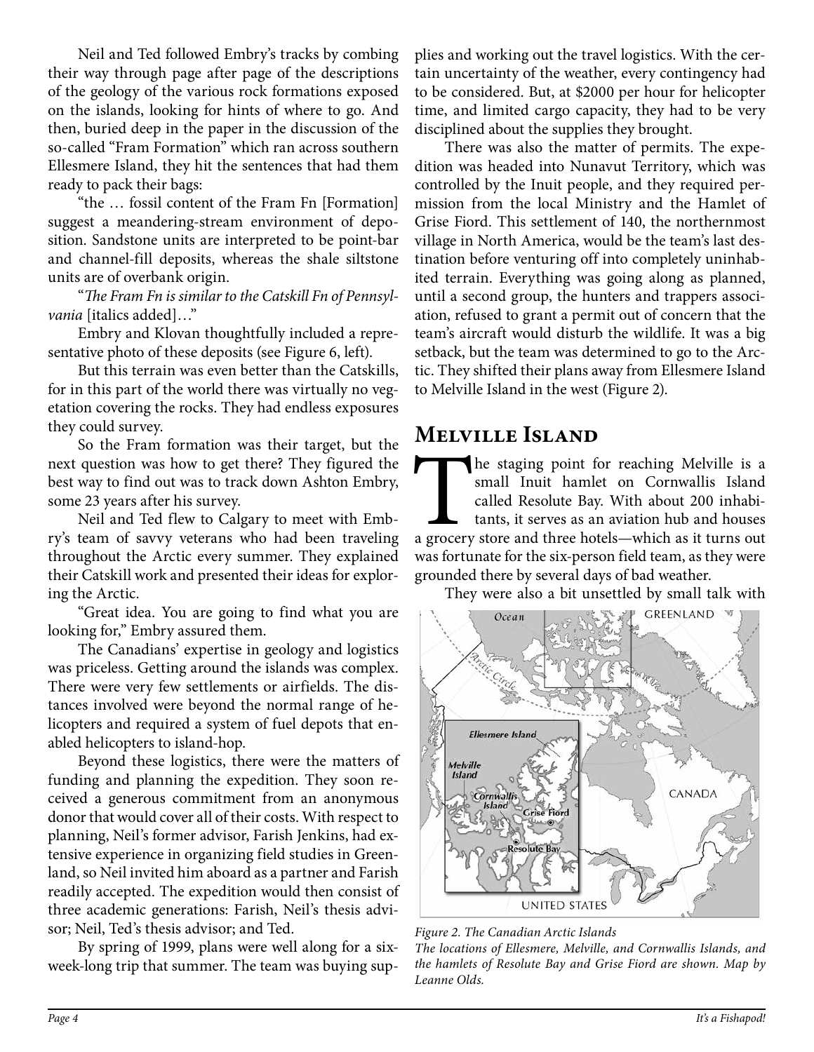Neil and Ted followed Embry's tracks by combing their way through page after page of the descriptions of the geology of the various rock formations exposed on the islands, looking for hints of where to go. And then, buried deep in the paper in the discussion of the so-called "Fram Formation" which ran across southern Ellesmere Island, they hit the sentences that had them ready to pack their bags:

"the … fossil content of the Fram Fn [Formation] suggest a meandering-stream environment of deposition. Sandstone units are interpreted to be point-bar and channel-fill deposits, whereas the shale siltstone units are of overbank origin.

"*The Fram Fn is similar to the Catskill Fn of Pennsylvania* [italics added]…"

Embry and Klovan thoughtfully included a representative photo of these deposits (see Figure 6, left).

But this terrain was even better than the Catskills, for in this part of the world there was virtually no vegetation covering the rocks. They had endless exposures they could survey.

So the Fram formation was their target, but the next question was how to get there? They figured the best way to find out was to track down Ashton Embry, some 23 years after his survey.

Neil and Ted flew to Calgary to meet with Embry's team of savvy veterans who had been traveling throughout the Arctic every summer. They explained their Catskill work and presented their ideas for exploring the Arctic.

"Great idea. You are going to find what you are looking for," Embry assured them.

The Canadians' expertise in geology and logistics was priceless. Getting around the islands was complex. There were very few settlements or airfields. The distances involved were beyond the normal range of helicopters and required a system of fuel depots that enabled helicopters to island-hop.

Beyond these logistics, there were the matters of funding and planning the expedition. They soon received a generous commitment from an anonymous donor that would cover all of their costs. With respect to planning, Neil's former advisor, Farish Jenkins, had extensive experience in organizing field studies in Greenland, so Neil invited him aboard as a partner and Farish readily accepted. The expedition would then consist of three academic generations: Farish, Neil's thesis advisor; Neil, Ted's thesis advisor; and Ted.

By spring of 1999, plans were well along for a six-week-long trip that summer. The team was buying supplies and working out the travel logistics. With the certain uncertainty of the weather, every contingency had to be considered. But, at $2000 per hour for helicopter time, and limited cargo capacity, they had to be very disciplined about the supplies they brought.

There was also the matter of permits. The expedition was headed into Nunavut Territory, which was controlled by the Inuit people, and they required permission from the local Ministry and the Hamlet of Grise Fiord. This settlement of 140, the northernmost village in North America, would be the team's last destination before venturing off into completely uninhabited terrain. Everything was going along as planned, until a second group, the hunters and trappers association, refused to grant a permit out of concern that the team's aircraft would disturb the wildlife. It was a big setback, but the team was determined to go to the Arctic. They shifted their plans away from Ellesmere Island to Melville Island in the west (Figure 2).

## Melville Island

The staging point for reaching Melville is a small Inuit hamlet on Cornwallis Island called Resolute Bay. With about 200 inhabitants, it serves as an aviation hub and houses a grocery store and three hotels—which as it turns out was fortunate for the six-person field team, as they were grounded there by several days of bad weather.

They were also a bit unsettled by small talk with

*Figure 2. The Canadian Arctic Islands*
*The locations of Ellesmere, Melville, and Cornwallis Islands, and the hamlets of Resolute Bay and Grise Fiord are shown. Map by Leanne Olds.*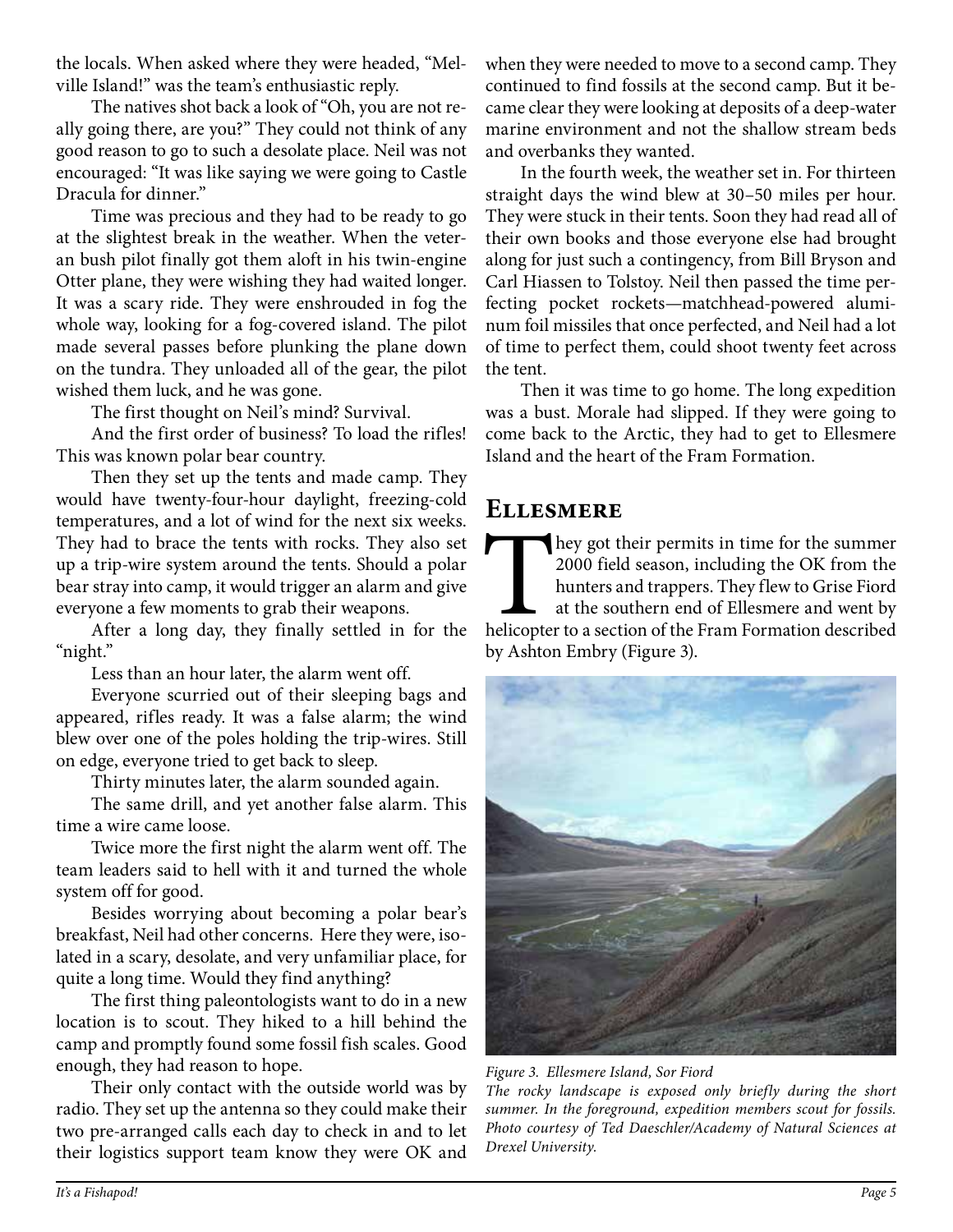the locals. When asked where they were headed, "Melville Island!" was the team's enthusiastic reply.

The natives shot back a look of "Oh, you are not really going there, are you?" They could not think of any good reason to go to such a desolate place. Neil was not encouraged: "It was like saying we were going to Castle Dracula for dinner."

Time was precious and they had to be ready to go at the slightest break in the weather. When the veteran bush pilot finally got them aloft in his twin-engine Otter plane, they were wishing they had waited longer. It was a scary ride. They were enshrouded in fog the whole way, looking for a fog-covered island. The pilot made several passes before plunking the plane down on the tundra. They unloaded all of the gear, the pilot wished them luck, and he was gone.

The first thought on Neil's mind? Survival.

And the first order of business? To load the rifles! This was known polar bear country.

Then they set up the tents and made camp. They would have twenty-four-hour daylight, freezing-cold temperatures, and a lot of wind for the next six weeks. They had to brace the tents with rocks. They also set up a trip-wire system around the tents. Should a polar bear stray into camp, it would trigger an alarm and give everyone a few moments to grab their weapons.

After a long day, they finally settled in for the "night."

Less than an hour later, the alarm went off.

Everyone scurried out of their sleeping bags and appeared, rifles ready. It was a false alarm; the wind blew over one of the poles holding the trip-wires. Still on edge, everyone tried to get back to sleep.

Thirty minutes later, the alarm sounded again.

The same drill, and yet another false alarm. This time a wire came loose.

Twice more the first night the alarm went off. The team leaders said to hell with it and turned the whole system off for good.

Besides worrying about becoming a polar bear's breakfast, Neil had other concerns. Here they were, isolated in a scary, desolate, and very unfamiliar place, for quite a long time. Would they find anything?

The first thing paleontologists want to do in a new location is to scout. They hiked to a hill behind the camp and promptly found some fossil fish scales. Good enough, they had reason to hope.

Their only contact with the outside world was by radio. They set up the antenna so they could make their two pre-arranged calls each day to check in and to let their logistics support team know they were OK and when they were needed to move to a second camp. They continued to find fossils at the second camp. But it became clear they were looking at deposits of a deep-water marine environment and not the shallow stream beds and overbanks they wanted.

In the fourth week, the weather set in. For thirteen straight days the wind blew at 30–50 miles per hour. They were stuck in their tents. Soon they had read all of their own books and those everyone else had brought along for just such a contingency, from Bill Bryson and Carl Hiassen to Tolstoy. Neil then passed the time perfecting pocket rockets—matchhead-powered aluminum foil missiles that once perfected, and Neil had a lot of time to perfect them, could shoot twenty feet across the tent.

Then it was time to go home. The long expedition was a bust. Morale had slipped. If they were going to come back to the Arctic, they had to get to Ellesmere Island and the heart of the Fram Formation.

## Ellesmere

They got their permits in time for the summer 2000 field season, including the OK from the hunters and trappers. They flew to Grise Fiord at the southern end of Ellesmere and went by helicopter to a section of the Fram Formation described by Ashton Embry (Figure 3).

*Figure 3. Ellesmere Island, Sor Fiord*
*The rocky landscape is exposed only briefly during the short summer. In the foreground, expedition members scout for fossils. Photo courtesy of Ted Daeschler/Academy of Natural Sciences at Drexel University.*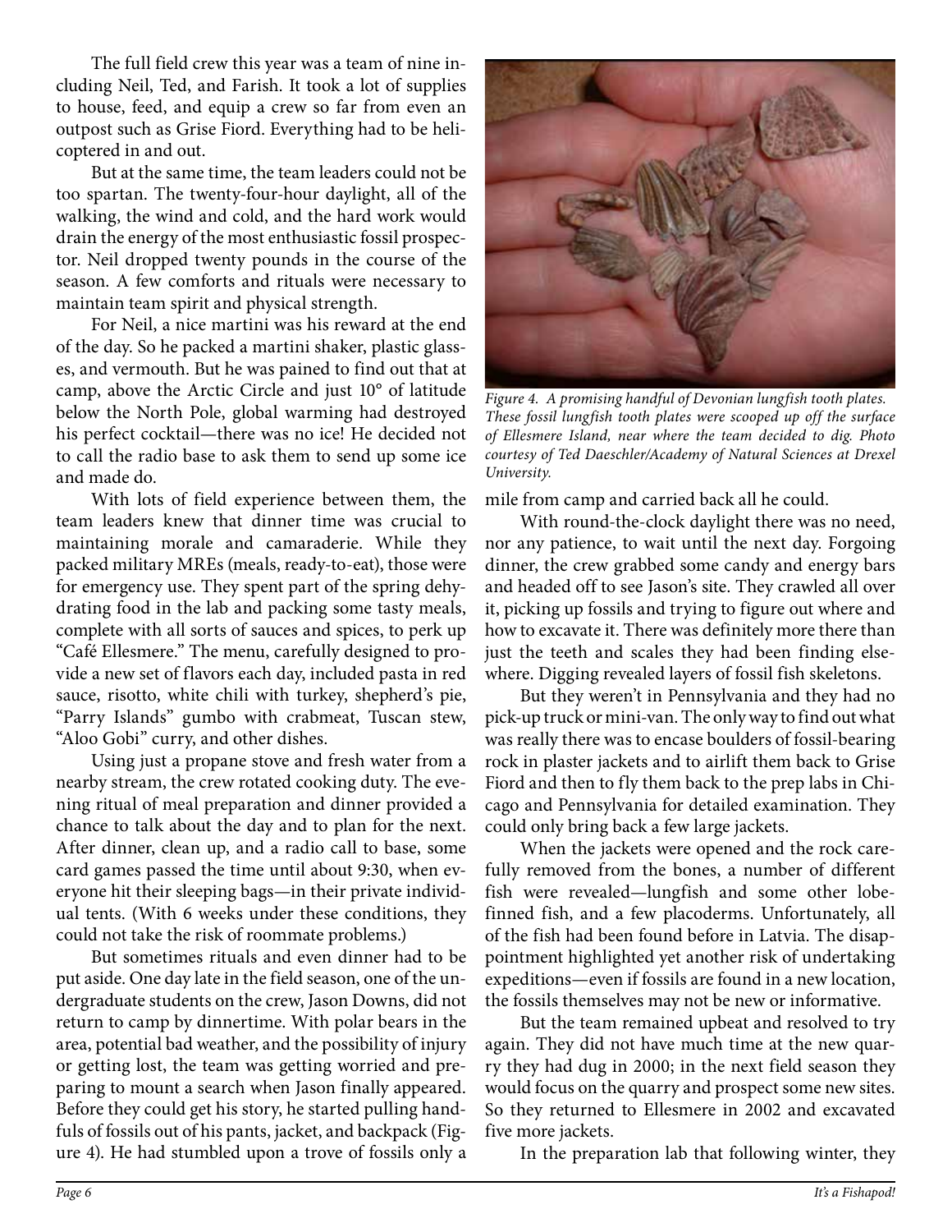The full field crew this year was a team of nine including Neil, Ted, and Farish. It took a lot of supplies to house, feed, and equip a crew so far from even an outpost such as Grise Fiord. Everything had to be helicoptered in and out.

But at the same time, the team leaders could not be too spartan. The twenty-four-hour daylight, all of the walking, the wind and cold, and the hard work would drain the energy of the most enthusiastic fossil prospector. Neil dropped twenty pounds in the course of the season. A few comforts and rituals were necessary to maintain team spirit and physical strength.

For Neil, a nice martini was his reward at the end of the day. So he packed a martini shaker, plastic glasses, and vermouth. But he was pained to find out that at camp, above the Arctic Circle and just 10° of latitude below the North Pole, global warming had destroyed his perfect cocktail—there was no ice! He decided not to call the radio base to ask them to send up some ice and made do.

With lots of field experience between them, the team leaders knew that dinner time was crucial to maintaining morale and camaraderie. While they packed military MREs (meals, ready-to-eat), those were for emergency use. They spent part of the spring dehydrating food in the lab and packing some tasty meals, complete with all sorts of sauces and spices, to perk up "Café Ellesmere." The menu, carefully designed to provide a new set of flavors each day, included pasta in red sauce, risotto, white chili with turkey, shepherd's pie, "Parry Islands" gumbo with crabmeat, Tuscan stew, "Aloo Gobi" curry, and other dishes.

Using just a propane stove and fresh water from a nearby stream, the crew rotated cooking duty. The evening ritual of meal preparation and dinner provided a chance to talk about the day and to plan for the next. After dinner, clean up, and a radio call to base, some card games passed the time until about 9:30, when everyone hit their sleeping bags—in their private individual tents. (With 6 weeks under these conditions, they could not take the risk of roommate problems.)

But sometimes rituals and even dinner had to be put aside. One day late in the field season, one of the undergraduate students on the crew, Jason Downs, did not return to camp by dinnertime. With polar bears in the area, potential bad weather, and the possibility of injury or getting lost, the team was getting worried and preparing to mount a search when Jason finally appeared. Before they could get his story, he started pulling handfuls of fossils out of his pants, jacket, and backpack (Figure 4). He had stumbled upon a trove of fossils only a mile from camp and carried back all he could.

*Figure 4. A promising handful of Devonian lungfish tooth plates. These fossil lungfish tooth plates were scooped up off the surface of Ellesmere Island, near where the team decided to dig. Photo courtesy of Ted Daeschler/Academy of Natural Sciences at Drexel University.*

With round-the-clock daylight there was no need, nor any patience, to wait until the next day. Forgoing dinner, the crew grabbed some candy and energy bars and headed off to see Jason's site. They crawled all over it, picking up fossils and trying to figure out where and how to excavate it. There was definitely more there than just the teeth and scales they had been finding elsewhere. Digging revealed layers of fossil fish skeletons.

But they weren't in Pennsylvania and they had no pick-up truck or mini-van. The only way to find out what was really there was to encase boulders of fossil-bearing rock in plaster jackets and to airlift them back to Grise Fiord and then to fly them back to the prep labs in Chicago and Pennsylvania for detailed examination. They could only bring back a few large jackets.

When the jackets were opened and the rock carefully removed from the bones, a number of different fish were revealed—lungfish and some other lobe-finned fish, and a few placoderms. Unfortunately, all of the fish had been found before in Latvia. The disappointment highlighted yet another risk of undertaking expeditions—even if fossils are found in a new location, the fossils themselves may not be new or informative.

But the team remained upbeat and resolved to try again. They did not have much time at the new quarry they had dug in 2000; in the next field season they would focus on the quarry and prospect some new sites. So they returned to Ellesmere in 2002 and excavated five more jackets.

In the preparation lab that following winter, they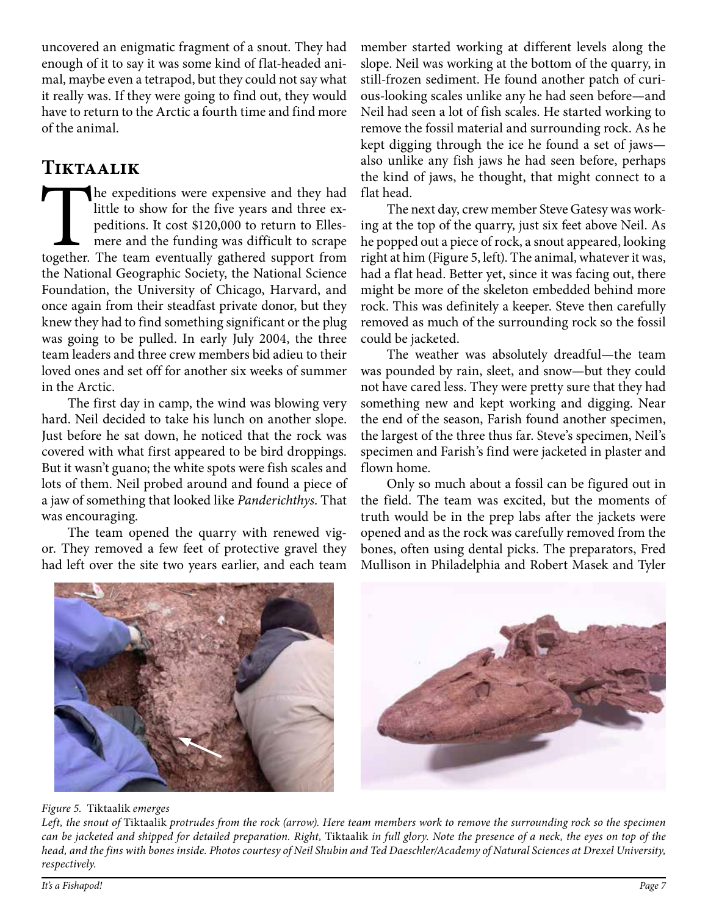uncovered an enigmatic fragment of a snout. They had enough of it to say it was some kind of flat-headed animal, maybe even a tetrapod, but they could not say what it really was. If they were going to find out, they would have to return to the Arctic a fourth time and find more of the animal.

## Tiktaalik

The expeditions were expensive and they had little to show for the five years and three expeditions. It cost $120,000 to return to Ellesmere and the funding was difficult to scrape together. The team eventually gathered support from the National Geographic Society, the National Science Foundation, the University of Chicago, Harvard, and once again from their steadfast private donor, but they knew they had to find something significant or the plug was going to be pulled. In early July 2004, the three team leaders and three crew members bid adieu to their loved ones and set off for another six weeks of summer in the Arctic.

The first day in camp, the wind was blowing very hard. Neil decided to take his lunch on another slope. Just before he sat down, he noticed that the rock was covered with what first appeared to be bird droppings. But it wasn't guano; the white spots were fish scales and lots of them. Neil probed around and found a piece of a jaw of something that looked like *Panderichthys*. That was encouraging.

The team opened the quarry with renewed vigor. They removed a few feet of protective gravel they had left over the site two years earlier, and each team member started working at different levels along the slope. Neil was working at the bottom of the quarry, in still-frozen sediment. He found another patch of curious-looking scales unlike any he had seen before—and Neil had seen a lot of fish scales. He started working to remove the fossil material and surrounding rock. As he kept digging through the ice he found a set of jaws—also unlike any fish jaws he had seen before, perhaps the kind of jaws, he thought, that might connect to a flat head.

The next day, crew member Steve Gatesy was working at the top of the quarry, just six feet above Neil. As he popped out a piece of rock, a snout appeared, looking right at him (Figure 5, left). The animal, whatever it was, had a flat head. Better yet, since it was facing out, there might be more of the skeleton embedded behind more rock. This was definitely a keeper. Steve then carefully removed as much of the surrounding rock so the fossil could be jacketed.

The weather was absolutely dreadful—the team was pounded by rain, sleet, and snow—but they could not have cared less. They were pretty sure that they had something new and kept working and digging. Near the end of the season, Farish found another specimen, the largest of the three thus far. Steve's specimen, Neil's specimen and Farish's find were jacketed in plaster and flown home.

Only so much about a fossil can be figured out in the field. The team was excited, but the moments of truth would be in the prep labs after the jackets were opened and as the rock was carefully removed from the bones, often using dental picks. The preparators, Fred Mullison in Philadelphia and Robert Masek and Tyler

*Figure 5.* Tiktaalik *emerges*

*Left, the snout of* Tiktaalik *protrudes from the rock (arrow). Here team members work to remove the surrounding rock so the specimen can be jacketed and shipped for detailed preparation. Right,* Tiktaalik *in full glory. Note the presence of a neck, the eyes on top of the head, and the fins with bones inside. Photos courtesy of Neil Shubin and Ted Daeschler/Academy of Natural Sciences at Drexel University, respectively.*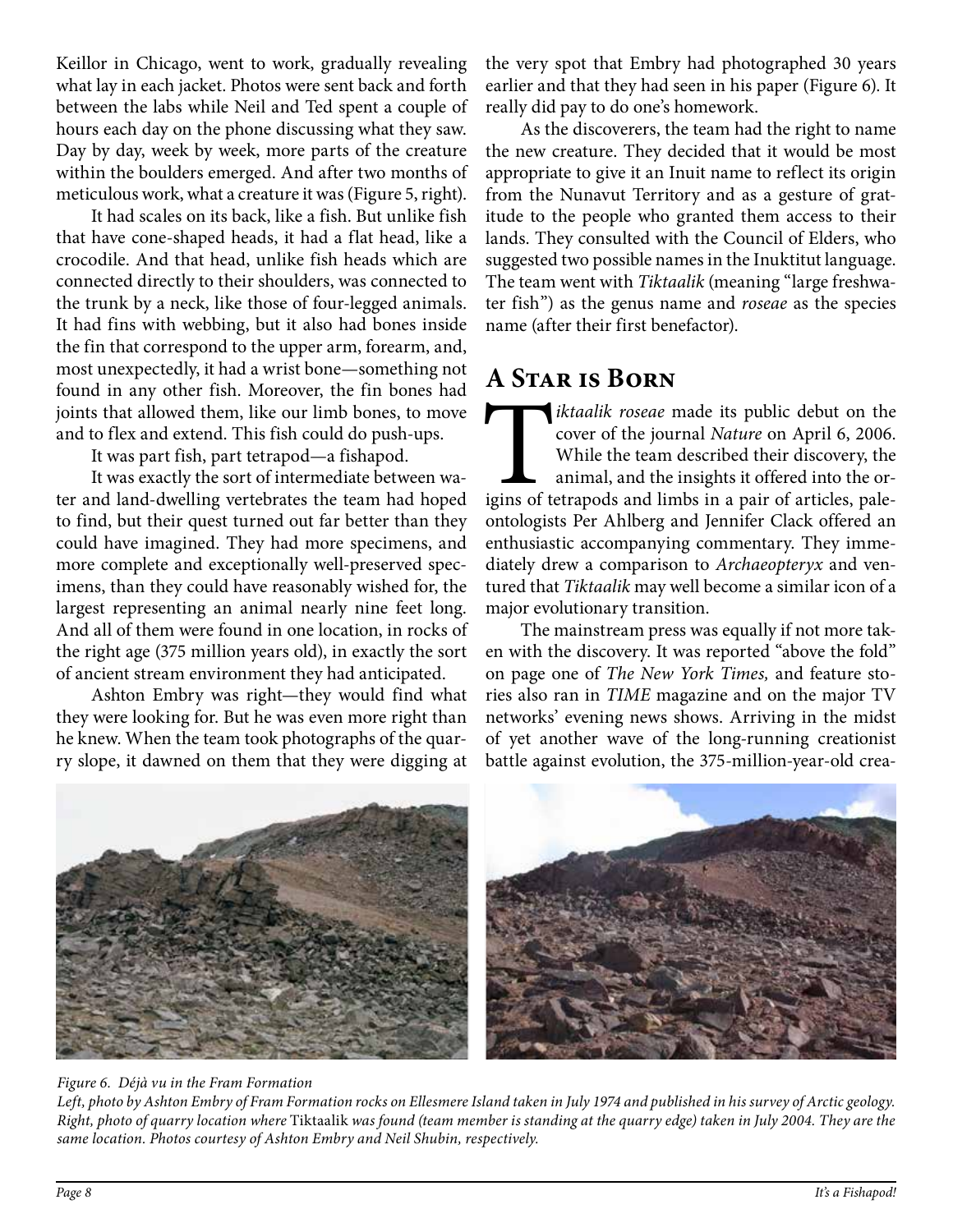Keillor in Chicago, went to work, gradually revealing what lay in each jacket. Photos were sent back and forth between the labs while Neil and Ted spent a couple of hours each day on the phone discussing what they saw. Day by day, week by week, more parts of the creature within the boulders emerged. And after two months of meticulous work, what a creature it was (Figure 5, right).

It had scales on its back, like a fish. But unlike fish that have cone-shaped heads, it had a flat head, like a crocodile. And that head, unlike fish heads which are connected directly to their shoulders, was connected to the trunk by a neck, like those of four-legged animals. It had fins with webbing, but it also had bones inside the fin that correspond to the upper arm, forearm, and, most unexpectedly, it had a wrist bone—something not found in any other fish. Moreover, the fin bones had joints that allowed them, like our limb bones, to move and to flex and extend. This fish could do push-ups.

It was part fish, part tetrapod—a fishapod.

It was exactly the sort of intermediate between water and land-dwelling vertebrates the team had hoped to find, but their quest turned out far better than they could have imagined. They had more specimens, and more complete and exceptionally well-preserved specimens, than they could have reasonably wished for, the largest representing an animal nearly nine feet long. And all of them were found in one location, in rocks of the right age (375 million years old), in exactly the sort of ancient stream environment they had anticipated.

Ashton Embry was right—they would find what they were looking for. But he was even more right than he knew. When the team took photographs of the quarry slope, it dawned on them that they were digging at the very spot that Embry had photographed 30 years earlier and that they had seen in his paper (Figure 6). It really did pay to do one's homework.

As the discoverers, the team had the right to name the new creature. They decided that it would be most appropriate to give it an Inuit name to reflect its origin from the Nunavut Territory and as a gesture of gratitude to the people who granted them access to their lands. They consulted with the Council of Elders, who suggested two possible names in the Inuktitut language. The team went with *Tiktaalik* (meaning "large freshwater fish") as the genus name and *roseae* as the species name (after their first benefactor).

## A Star is Born

*Tiktaalik roseae* made its public debut on the cover of the journal *Nature* on April 6, 2006. While the team described their discovery, the animal, and the insights it offered into the origins of tetrapods and limbs in a pair of articles, paleontologists Per Ahlberg and Jennifer Clack offered an enthusiastic accompanying commentary. They immediately drew a comparison to *Archaeopteryx* and ventured that *Tiktaalik* may well become a similar icon of a major evolutionary transition.

The mainstream press was equally if not more taken with the discovery. It was reported "above the fold" on page one of *The New York Times,* and feature stories also ran in *TIME* magazine and on the major TV networks' evening news shows. Arriving in the midst of yet another wave of the long-running creationist battle against evolution, the 375-million-year-old crea-

*Figure 6. Déjà vu in the Fram Formation*

*Left, photo by Ashton Embry of Fram Formation rocks on Ellesmere Island taken in July 1974 and published in his survey of Arctic geology. Right, photo of quarry location where* Tiktaalik *was found (team member is standing at the quarry edge) taken in July 2004. They are the same location. Photos courtesy of Ashton Embry and Neil Shubin, respectively.*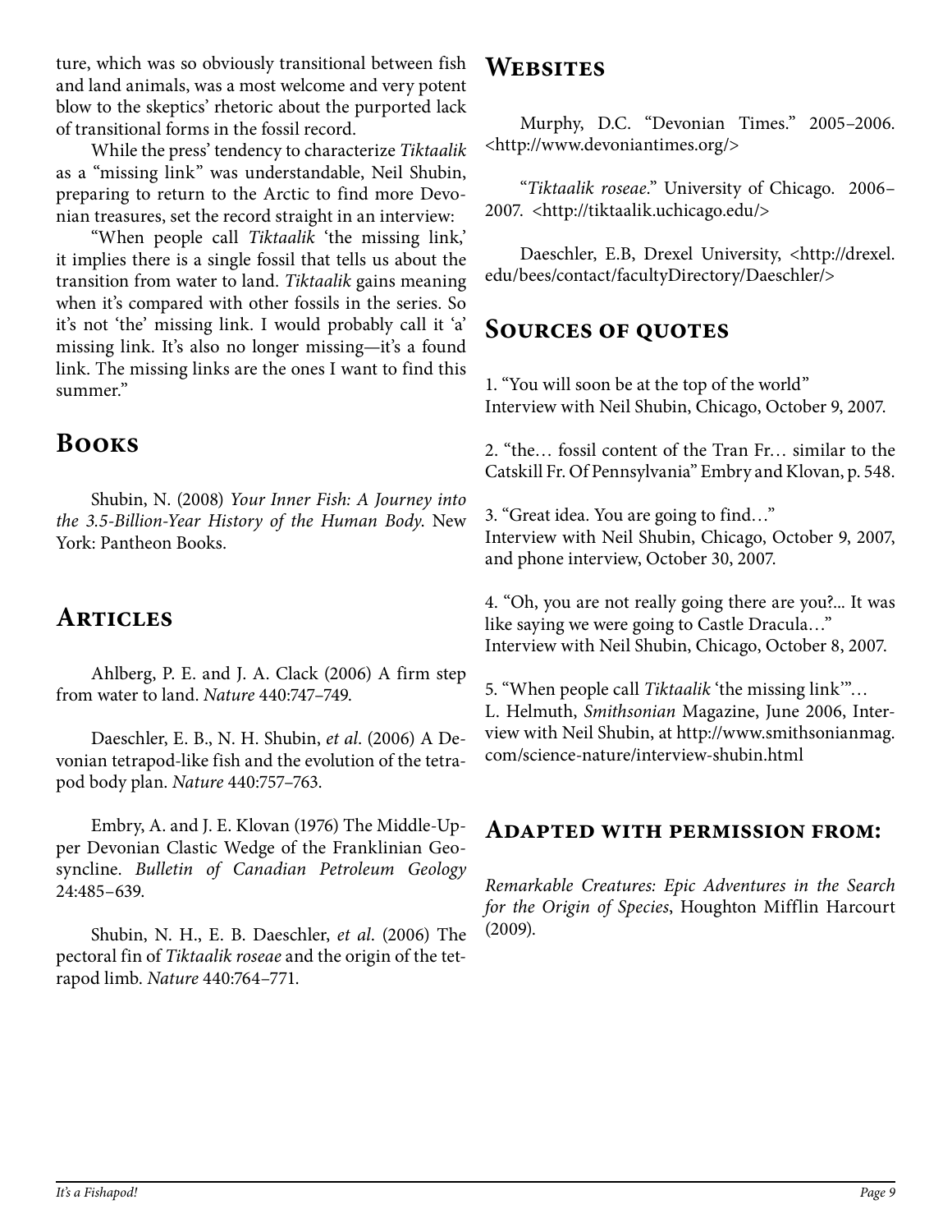ture, which was so obviously transitional between fish and land animals, was a most welcome and very potent blow to the skeptics' rhetoric about the purported lack of transitional forms in the fossil record.

While the press' tendency to characterize *Tiktaalik* as a "missing link" was understandable, Neil Shubin, preparing to return to the Arctic to find more Devonian treasures, set the record straight in an interview:

"When people call *Tiktaalik* 'the missing link,' it implies there is a single fossil that tells us about the transition from water to land. *Tiktaalik* gains meaning when it's compared with other fossils in the series. So it's not 'the' missing link. I would probably call it 'a' missing link. It's also no longer missing—it's a found link. The missing links are the ones I want to find this summer."

## Books

Shubin, N. (2008) *Your Inner Fish: A Journey into the 3.5-Billion-Year History of the Human Body*. New York: Pantheon Books.

## Articles

Ahlberg, P. E. and J. A. Clack (2006) A firm step from water to land. *Nature* 440:747–749.

Daeschler, E. B., N. H. Shubin, *et al*. (2006) A Devonian tetrapod-like fish and the evolution of the tetrapod body plan. *Nature* 440:757–763.

Embry, A. and J. E. Klovan (1976) The Middle-Upper Devonian Clastic Wedge of the Franklinian Geosyncline. *Bulletin of Canadian Petroleum Geology* 24:485–639.

Shubin, N. H., E. B. Daeschler, *et al*. (2006) The pectoral fin of *Tiktaalik roseae* and the origin of the tetrapod limb. *Nature* 440:764–771.

## Websites

Murphy, D.C. "Devonian Times." 2005–2006. <http://www.devoniantimes.org/>

"*Tiktaalik roseae*." University of Chicago. 2006–2007. <http://tiktaalik.uchicago.edu/>

Daeschler, E.B, Drexel University, <http://drexel.edu/bees/contact/facultyDirectory/Daeschler/>

## Sources of quotes

1. "You will soon be at the top of the world"
Interview with Neil Shubin, Chicago, October 9, 2007.

2. "the… fossil content of the Tran Fr… similar to the Catskill Fr. Of Pennsylvania" Embry and Klovan, p. 548.

3. "Great idea. You are going to find…"
Interview with Neil Shubin, Chicago, October 9, 2007, and phone interview, October 30, 2007.

4. "Oh, you are not really going there are you?... It was like saying we were going to Castle Dracula…"
Interview with Neil Shubin, Chicago, October 8, 2007.

5. "When people call *Tiktaalik* 'the missing link'"…
L. Helmuth, *Smithsonian* Magazine, June 2006, Interview with Neil Shubin, at http://www.smithsonianmag.com/science-nature/interview-shubin.html

### Adapted with permission from:

*Remarkable Creatures: Epic Adventures in the Search for the Origin of Species*, Houghton Mifflin Harcourt (2009).